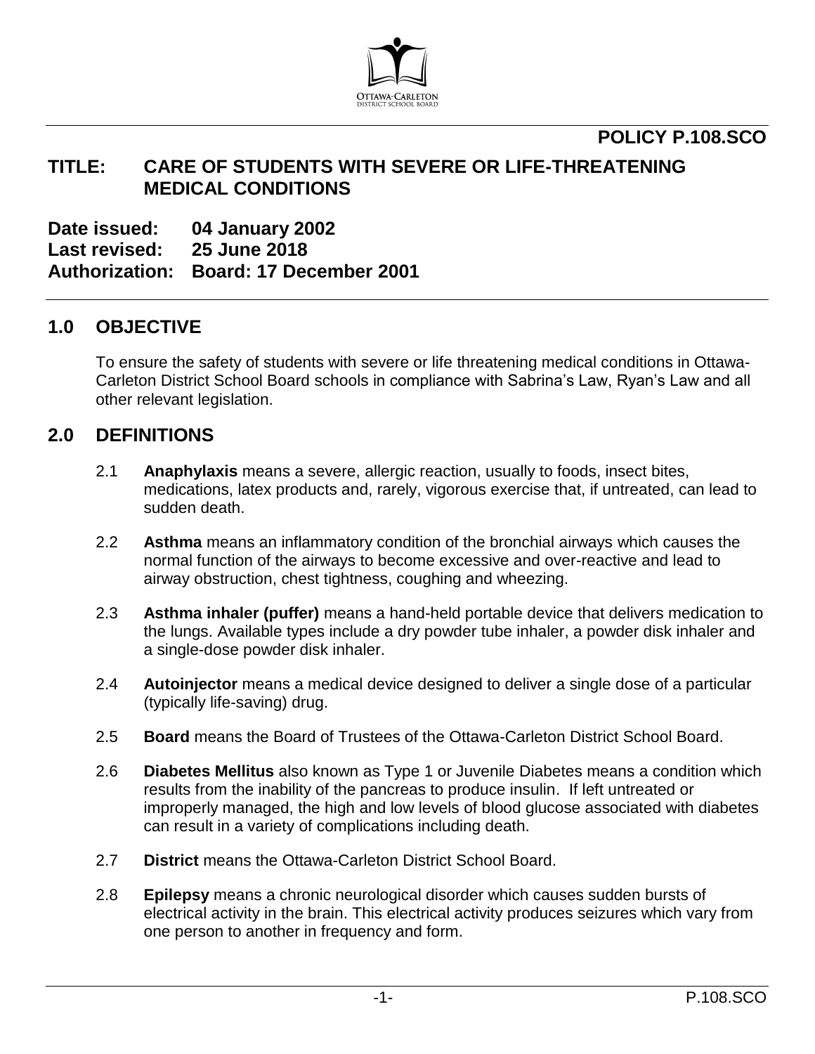OTTAWA-CARLETON
DISTRICT SCHOOL BOARD

**POLICY P.108.SCO**

# TITLE: CARE OF STUDENTS WITH SEVERE OR LIFE-THREATENING MEDICAL CONDITIONS

**Date issued:** 04 January 2002
**Last revised:** 25 June 2018
**Authorization:** Board: 17 December 2001

## 1.0 OBJECTIVE

To ensure the safety of students with severe or life threatening medical conditions in Ottawa-Carleton District School Board schools in compliance with Sabrina's Law, Ryan's Law and all other relevant legislation.

## 2.0 DEFINITIONS

2.1 **Anaphylaxis** means a severe, allergic reaction, usually to foods, insect bites, medications, latex products and, rarely, vigorous exercise that, if untreated, can lead to sudden death.

2.2 **Asthma** means an inflammatory condition of the bronchial airways which causes the normal function of the airways to become excessive and over-reactive and lead to airway obstruction, chest tightness, coughing and wheezing.

2.3 **Asthma inhaler (puffer)** means a hand-held portable device that delivers medication to the lungs. Available types include a dry powder tube inhaler, a powder disk inhaler and a single-dose powder disk inhaler.

2.4 **Autoinjector** means a medical device designed to deliver a single dose of a particular (typically life-saving) drug.

2.5 **Board** means the Board of Trustees of the Ottawa-Carleton District School Board.

2.6 **Diabetes Mellitus** also known as Type 1 or Juvenile Diabetes means a condition which results from the inability of the pancreas to produce insulin. If left untreated or improperly managed, the high and low levels of blood glucose associated with diabetes can result in a variety of complications including death.

2.7 **District** means the Ottawa-Carleton District School Board.

2.8 **Epilepsy** means a chronic neurological disorder which causes sudden bursts of electrical activity in the brain. This electrical activity produces seizures which vary from one person to another in frequency and form.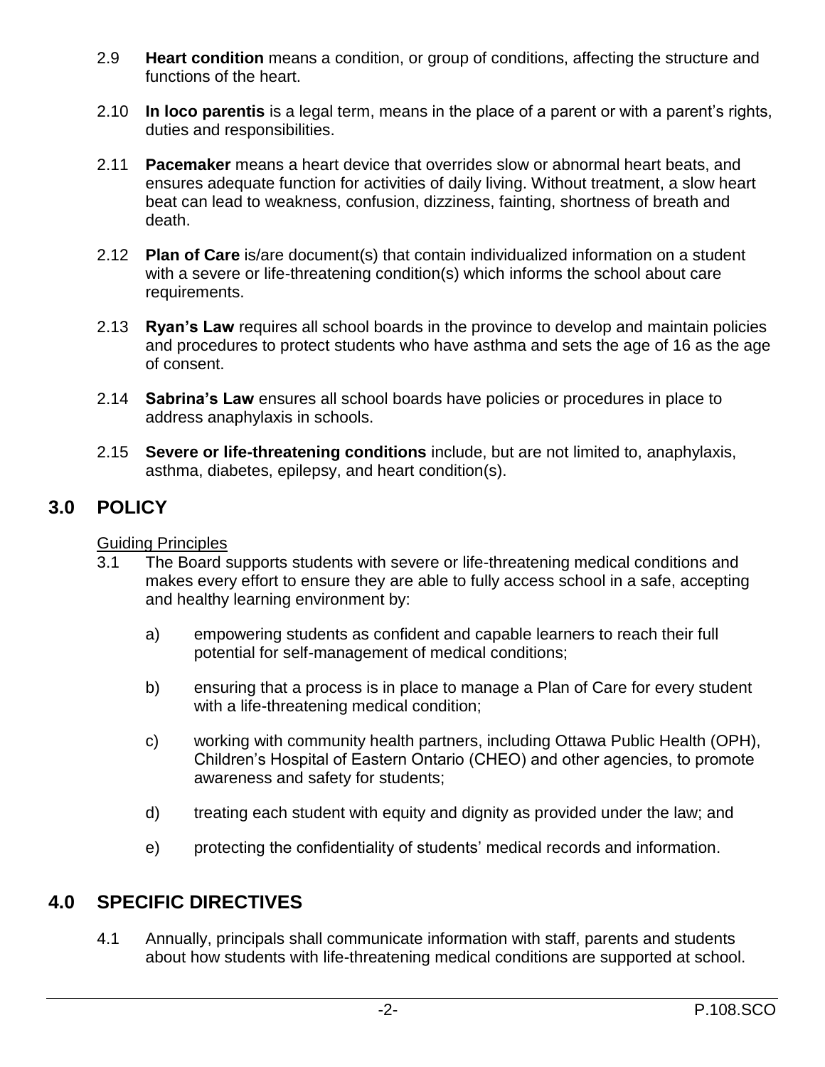2.9 **Heart condition** means a condition, or group of conditions, affecting the structure and functions of the heart.

2.10 **In loco parentis** is a legal term, means in the place of a parent or with a parent's rights, duties and responsibilities.

2.11 **Pacemaker** means a heart device that overrides slow or abnormal heart beats, and ensures adequate function for activities of daily living. Without treatment, a slow heart beat can lead to weakness, confusion, dizziness, fainting, shortness of breath and death.

2.12 **Plan of Care** is/are document(s) that contain individualized information on a student with a severe or life-threatening condition(s) which informs the school about care requirements.

2.13 **Ryan's Law** requires all school boards in the province to develop and maintain policies and procedures to protect students who have asthma and sets the age of 16 as the age of consent.

2.14 **Sabrina's Law** ensures all school boards have policies or procedures in place to address anaphylaxis in schools.

2.15 **Severe or life-threatening conditions** include, but are not limited to, anaphylaxis, asthma, diabetes, epilepsy, and heart condition(s).

## 3.0 POLICY

Guiding Principles

3.1 The Board supports students with severe or life-threatening medical conditions and makes every effort to ensure they are able to fully access school in a safe, accepting and healthy learning environment by:

a) empowering students as confident and capable learners to reach their full potential for self-management of medical conditions;

b) ensuring that a process is in place to manage a Plan of Care for every student with a life-threatening medical condition;

c) working with community health partners, including Ottawa Public Health (OPH), Children's Hospital of Eastern Ontario (CHEO) and other agencies, to promote awareness and safety for students;

d) treating each student with equity and dignity as provided under the law; and

e) protecting the confidentiality of students' medical records and information.

## 4.0 SPECIFIC DIRECTIVES

4.1 Annually, principals shall communicate information with staff, parents and students about how students with life-threatening medical conditions are supported at school.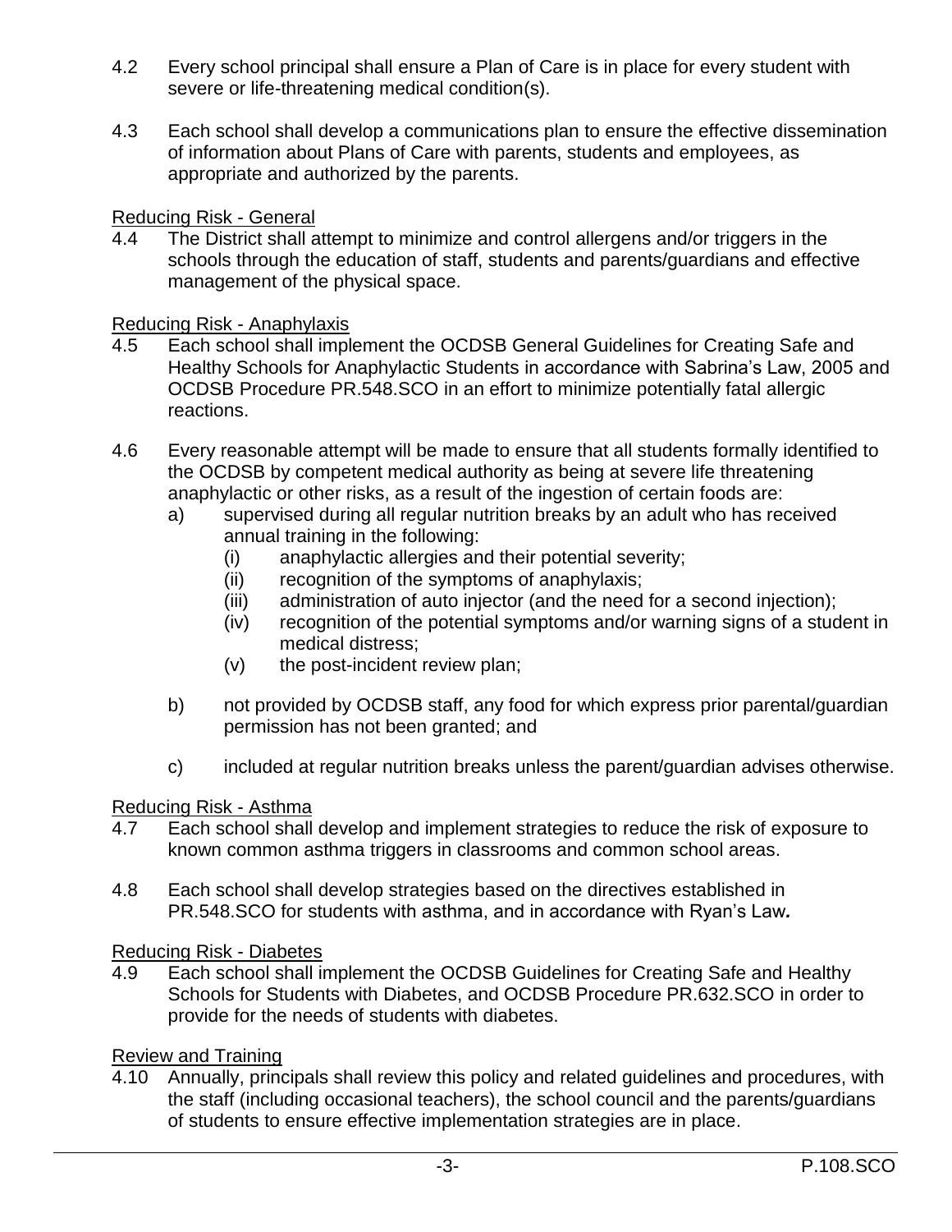4.2 Every school principal shall ensure a Plan of Care is in place for every student with severe or life-threatening medical condition(s).

4.3 Each school shall develop a communications plan to ensure the effective dissemination of information about Plans of Care with parents, students and employees, as appropriate and authorized by the parents.

<u>Reducing Risk - General</u>

4.4 The District shall attempt to minimize and control allergens and/or triggers in the schools through the education of staff, students and parents/guardians and effective management of the physical space.

<u>Reducing Risk - Anaphylaxis</u>

4.5 Each school shall implement the OCDSB General Guidelines for Creating Safe and Healthy Schools for Anaphylactic Students in accordance with Sabrina's Law, 2005 and OCDSB Procedure PR.548.SCO in an effort to minimize potentially fatal allergic reactions.

4.6 Every reasonable attempt will be made to ensure that all students formally identified to the OCDSB by competent medical authority as being at severe life threatening anaphylactic or other risks, as a result of the ingestion of certain foods are:

- a) supervised during all regular nutrition breaks by an adult who has received annual training in the following:
  - (i) anaphylactic allergies and their potential severity;
  - (ii) recognition of the symptoms of anaphylaxis;
  - (iii) administration of auto injector (and the need for a second injection);
  - (iv) recognition of the potential symptoms and/or warning signs of a student in medical distress;
  - (v) the post-incident review plan;
- b) not provided by OCDSB staff, any food for which express prior parental/guardian permission has not been granted; and
- c) included at regular nutrition breaks unless the parent/guardian advises otherwise.

<u>Reducing Risk - Asthma</u>

4.7 Each school shall develop and implement strategies to reduce the risk of exposure to known common asthma triggers in classrooms and common school areas.

4.8 Each school shall develop strategies based on the directives established in PR.548.SCO for students with asthma, and in accordance with Ryan's Law**.**

<u>Reducing Risk - Diabetes</u>

4.9 Each school shall implement the OCDSB Guidelines for Creating Safe and Healthy Schools for Students with Diabetes, and OCDSB Procedure PR.632.SCO in order to provide for the needs of students with diabetes.

<u>Review and Training</u>

4.10 Annually, principals shall review this policy and related guidelines and procedures, with the staff (including occasional teachers), the school council and the parents/guardians of students to ensure effective implementation strategies are in place.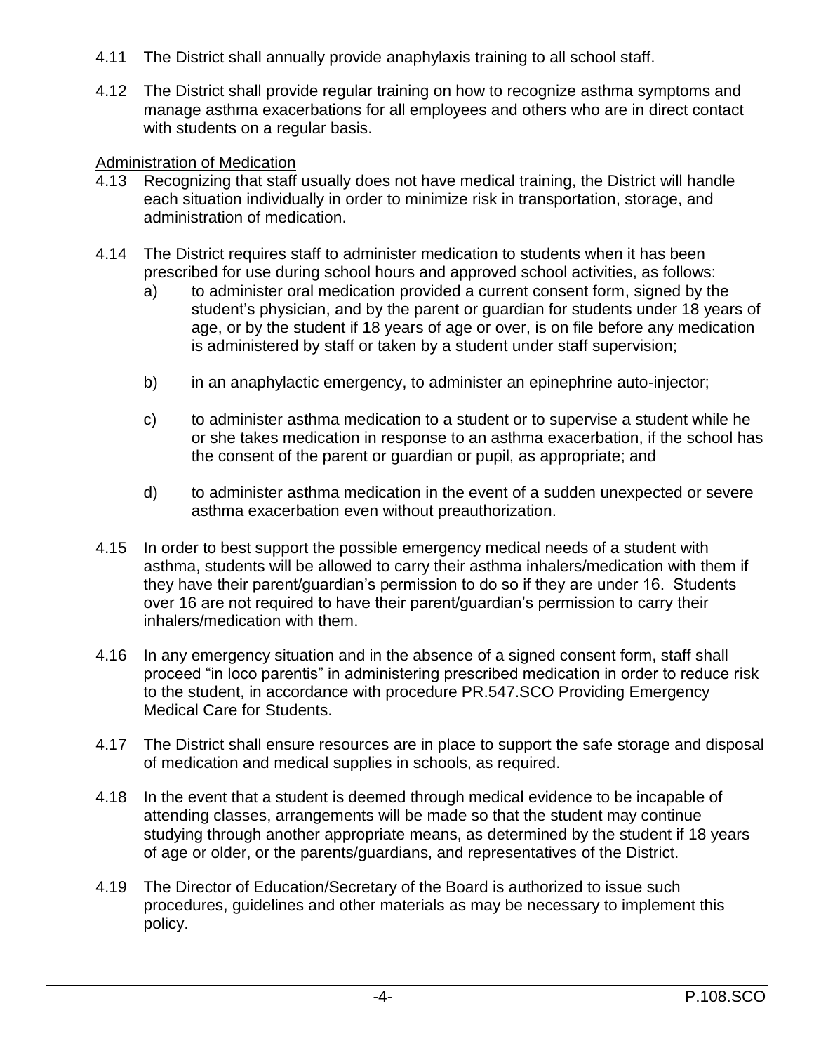4.11 The District shall annually provide anaphylaxis training to all school staff.

4.12 The District shall provide regular training on how to recognize asthma symptoms and manage asthma exacerbations for all employees and others who are in direct contact with students on a regular basis.

Administration of Medication

4.13 Recognizing that staff usually does not have medical training, the District will handle each situation individually in order to minimize risk in transportation, storage, and administration of medication.

4.14 The District requires staff to administer medication to students when it has been prescribed for use during school hours and approved school activities, as follows:

a) to administer oral medication provided a current consent form, signed by the student's physician, and by the parent or guardian for students under 18 years of age, or by the student if 18 years of age or over, is on file before any medication is administered by staff or taken by a student under staff supervision;

b) in an anaphylactic emergency, to administer an epinephrine auto-injector;

c) to administer asthma medication to a student or to supervise a student while he or she takes medication in response to an asthma exacerbation, if the school has the consent of the parent or guardian or pupil, as appropriate; and

d) to administer asthma medication in the event of a sudden unexpected or severe asthma exacerbation even without preauthorization.

4.15 In order to best support the possible emergency medical needs of a student with asthma, students will be allowed to carry their asthma inhalers/medication with them if they have their parent/guardian's permission to do so if they are under 16. Students over 16 are not required to have their parent/guardian's permission to carry their inhalers/medication with them.

4.16 In any emergency situation and in the absence of a signed consent form, staff shall proceed "in loco parentis" in administering prescribed medication in order to reduce risk to the student, in accordance with procedure PR.547.SCO Providing Emergency Medical Care for Students.

4.17 The District shall ensure resources are in place to support the safe storage and disposal of medication and medical supplies in schools, as required.

4.18 In the event that a student is deemed through medical evidence to be incapable of attending classes, arrangements will be made so that the student may continue studying through another appropriate means, as determined by the student if 18 years of age or older, or the parents/guardians, and representatives of the District.

4.19 The Director of Education/Secretary of the Board is authorized to issue such procedures, guidelines and other materials as may be necessary to implement this policy.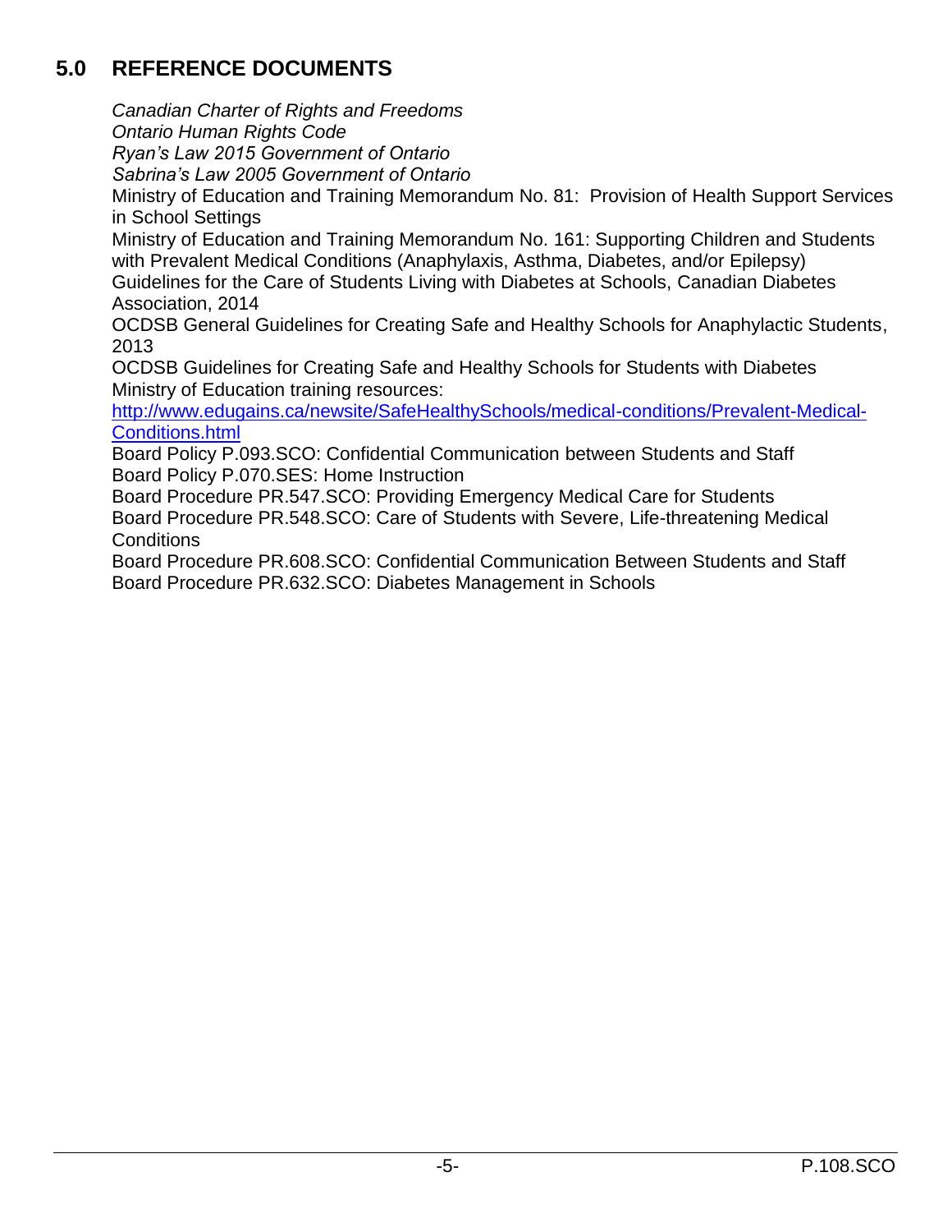## 5.0 REFERENCE DOCUMENTS

*Canadian Charter of Rights and Freedoms*
*Ontario Human Rights Code*
*Ryan's Law 2015 Government of Ontario*
*Sabrina's Law 2005 Government of Ontario*
Ministry of Education and Training Memorandum No. 81: Provision of Health Support Services in School Settings
Ministry of Education and Training Memorandum No. 161: Supporting Children and Students with Prevalent Medical Conditions (Anaphylaxis, Asthma, Diabetes, and/or Epilepsy)
Guidelines for the Care of Students Living with Diabetes at Schools, Canadian Diabetes Association, 2014
OCDSB General Guidelines for Creating Safe and Healthy Schools for Anaphylactic Students, 2013
OCDSB Guidelines for Creating Safe and Healthy Schools for Students with Diabetes
Ministry of Education training resources:
[http://www.edugains.ca/newsite/SafeHealthySchools/medical-conditions/Prevalent-Medical-Conditions.html](http://www.edugains.ca/newsite/SafeHealthySchools/medical-conditions/Prevalent-Medical-Conditions.html)
Board Policy P.093.SCO: Confidential Communication between Students and Staff
Board Policy P.070.SES: Home Instruction
Board Procedure PR.547.SCO: Providing Emergency Medical Care for Students
Board Procedure PR.548.SCO: Care of Students with Severe, Life-threatening Medical Conditions
Board Procedure PR.608.SCO: Confidential Communication Between Students and Staff
Board Procedure PR.632.SCO: Diabetes Management in Schools